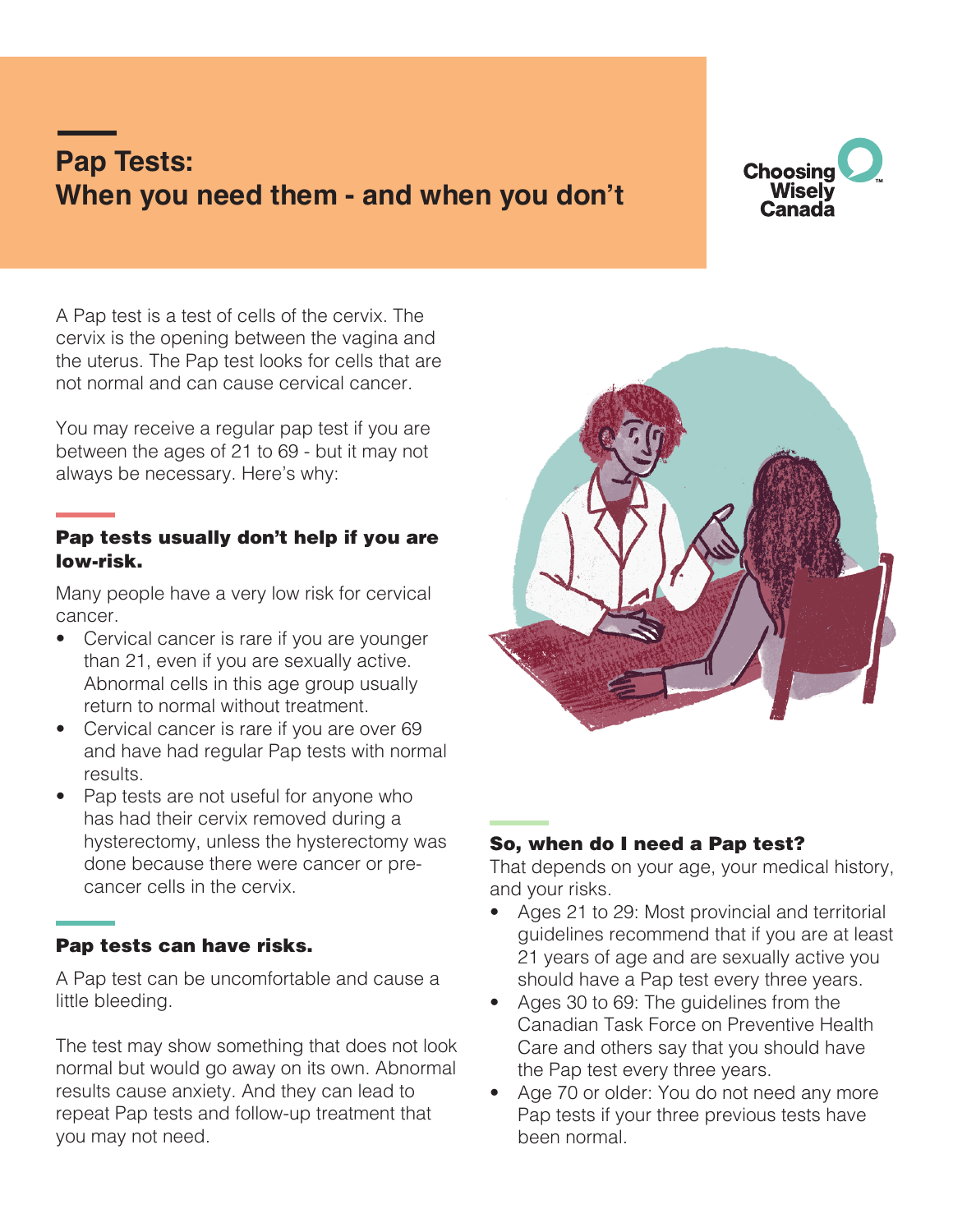# Pap Tests: When you need them - and when you don't

Choosing Wisely Canada

A Pap test is a test of cells of the cervix. The cervix is the opening between the vagina and the uterus. The Pap test looks for cells that are not normal and can cause cervical cancer.

You may receive a regular pap test if you are between the ages of 21 to 69 - but it may not always be necessary. Here's why:

### Pap tests usually don't help if you are low-risk.

Many people have a very low risk for cervical cancer.

- Cervical cancer is rare if you are younger than 21, even if you are sexually active. Abnormal cells in this age group usually return to normal without treatment.
- Cervical cancer is rare if you are over 69 and have had regular Pap tests with normal results.
- Pap tests are not useful for anyone who has had their cervix removed during a hysterectomy, unless the hysterectomy was done because there were cancer or pre-cancer cells in the cervix.

### Pap tests can have risks.

A Pap test can be uncomfortable and cause a little bleeding.

The test may show something that does not look normal but would go away on its own. Abnormal results cause anxiety. And they can lead to repeat Pap tests and follow-up treatment that you may not need.

### So, when do I need a Pap test?

That depends on your age, your medical history, and your risks.

- Ages 21 to 29: Most provincial and territorial guidelines recommend that if you are at least 21 years of age and are sexually active you should have a Pap test every three years.
- Ages 30 to 69: The guidelines from the Canadian Task Force on Preventive Health Care and others say that you should have the Pap test every three years.
- Age 70 or older: You do not need any more Pap tests if your three previous tests have been normal.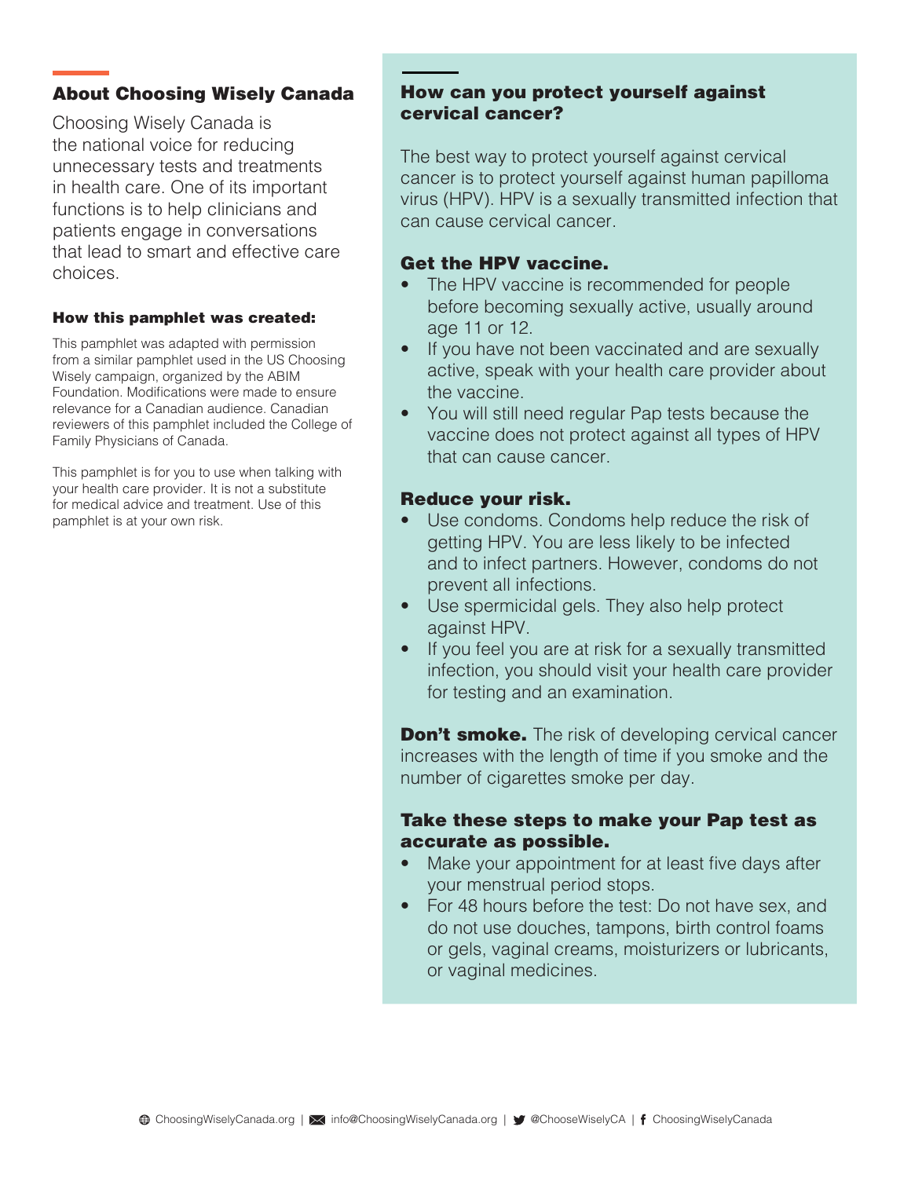## About Choosing Wisely Canada

Choosing Wisely Canada is the national voice for reducing unnecessary tests and treatments in health care. One of its important functions is to help clinicians and patients engage in conversations that lead to smart and effective care choices.

**How this pamphlet was created:**

This pamphlet was adapted with permission from a similar pamphlet used in the US Choosing Wisely campaign, organized by the ABIM Foundation. Modifications were made to ensure relevance for a Canadian audience. Canadian reviewers of this pamphlet included the College of Family Physicians of Canada.

This pamphlet is for you to use when talking with your health care provider. It is not a substitute for medical advice and treatment. Use of this pamphlet is at your own risk.

## How can you protect yourself against cervical cancer?

The best way to protect yourself against cervical cancer is to protect yourself against human papilloma virus (HPV). HPV is a sexually transmitted infection that can cause cervical cancer.

### Get the HPV vaccine.

- The HPV vaccine is recommended for people before becoming sexually active, usually around age 11 or 12.
- If you have not been vaccinated and are sexually active, speak with your health care provider about the vaccine.
- You will still need regular Pap tests because the vaccine does not protect against all types of HPV that can cause cancer.

### Reduce your risk.

- Use condoms. Condoms help reduce the risk of getting HPV. You are less likely to be infected and to infect partners. However, condoms do not prevent all infections.
- Use spermicidal gels. They also help protect against HPV.
- If you feel you are at risk for a sexually transmitted infection, you should visit your health care provider for testing and an examination.

**Don't smoke.** The risk of developing cervical cancer increases with the length of time if you smoke and the number of cigarettes smoke per day.

### Take these steps to make your Pap test as accurate as possible.

- Make your appointment for at least five days after your menstrual period stops.
- For 48 hours before the test: Do not have sex, and do not use douches, tampons, birth control foams or gels, vaginal creams, moisturizers or lubricants, or vaginal medicines.

ChoosingWiselyCanada.org | info@ChoosingWiselyCanada.org | @ChooseWiselyCA | ChoosingWiselyCanada